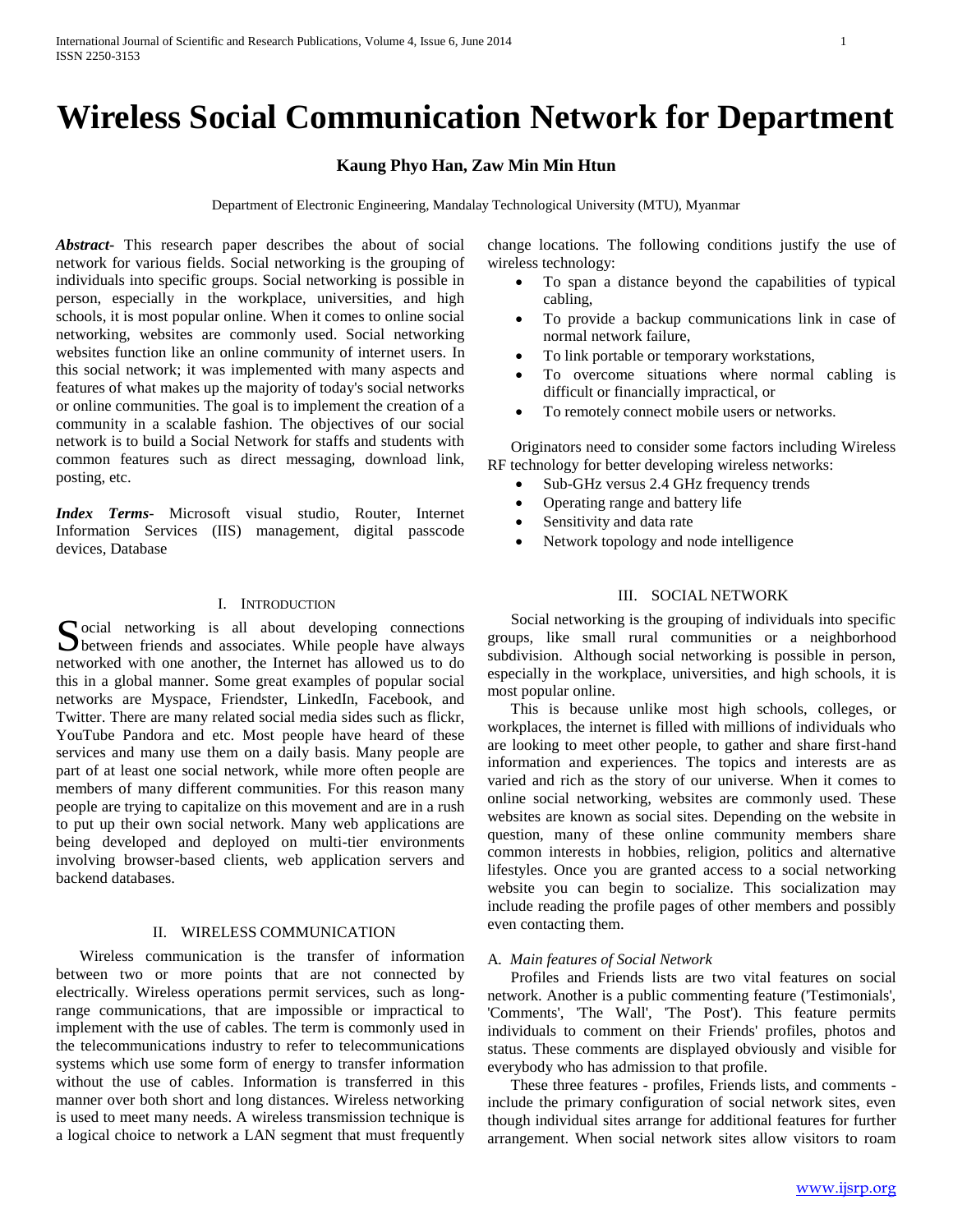# Wireless Social Communication Network for Department

**Kaung Phyo Han, Zaw Min Min Htun**

Department of Electronic Engineering, Mandalay Technological University (MTU), Myanmar

***Abstract***- This research paper describes the about of social network for various fields. Social networking is the grouping of individuals into specific groups. Social networking is possible in person, especially in the workplace, universities, and high schools, it is most popular online. When it comes to online social networking, websites are commonly used. Social networking websites function like an online community of internet users. In this social network; it was implemented with many aspects and features of what makes up the majority of today's social networks or online communities. The goal is to implement the creation of a community in a scalable fashion. The objectives of our social network is to build a Social Network for staffs and students with common features such as direct messaging, download link, posting, etc.

***Index Terms***- Microsoft visual studio, Router, Internet Information Services (IIS) management, digital passcode devices, Database

## I. Introduction

Social networking is all about developing connections between friends and associates. While people have always networked with one another, the Internet has allowed us to do this in a global manner. Some great examples of popular social networks are Myspace, Friendster, LinkedIn, Facebook, and Twitter. There are many related social media sides such as flickr, YouTube Pandora and etc. Most people have heard of these services and many use them on a daily basis. Many people are part of at least one social network, while more often people are members of many different communities. For this reason many people are trying to capitalize on this movement and are in a rush to put up their own social network. Many web applications are being developed and deployed on multi-tier environments involving browser-based clients, web application servers and backend databases.

## II. Wireless Communication

Wireless communication is the transfer of information between two or more points that are not connected by electrically. Wireless operations permit services, such as long-range communications, that are impossible or impractical to implement with the use of cables. The term is commonly used in the telecommunications industry to refer to telecommunications systems which use some form of energy to transfer information without the use of cables. Information is transferred in this manner over both short and long distances. Wireless networking is used to meet many needs. A wireless transmission technique is a logical choice to network a LAN segment that must frequently change locations. The following conditions justify the use of wireless technology:

- To span a distance beyond the capabilities of typical cabling,
- To provide a backup communications link in case of normal network failure,
- To link portable or temporary workstations,
- To overcome situations where normal cabling is difficult or financially impractical, or
- To remotely connect mobile users or networks.

Originators need to consider some factors including Wireless RF technology for better developing wireless networks:

- Sub-GHz versus 2.4 GHz frequency trends
- Operating range and battery life
- Sensitivity and data rate
- Network topology and node intelligence

## III. Social Network

Social networking is the grouping of individuals into specific groups, like small rural communities or a neighborhood subdivision. Although social networking is possible in person, especially in the workplace, universities, and high schools, it is most popular online.

This is because unlike most high schools, colleges, or workplaces, the internet is filled with millions of individuals who are looking to meet other people, to gather and share first-hand information and experiences. The topics and interests are as varied and rich as the story of our universe. When it comes to online social networking, websites are commonly used. These websites are known as social sites. Depending on the website in question, many of these online community members share common interests in hobbies, religion, politics and alternative lifestyles. Once you are granted access to a social networking website you can begin to socialize. This socialization may include reading the profile pages of other members and possibly even contacting them.

### A. *Main features of Social Network*

Profiles and Friends lists are two vital features on social network. Another is a public commenting feature ('Testimonials', 'Comments', 'The Wall', 'The Post'). This feature permits individuals to comment on their Friends' profiles, photos and status. These comments are displayed obviously and visible for everybody who has admission to that profile.

These three features - profiles, Friends lists, and comments - include the primary configuration of social network sites, even though individual sites arrange for additional features for further arrangement. When social network sites allow visitors to roam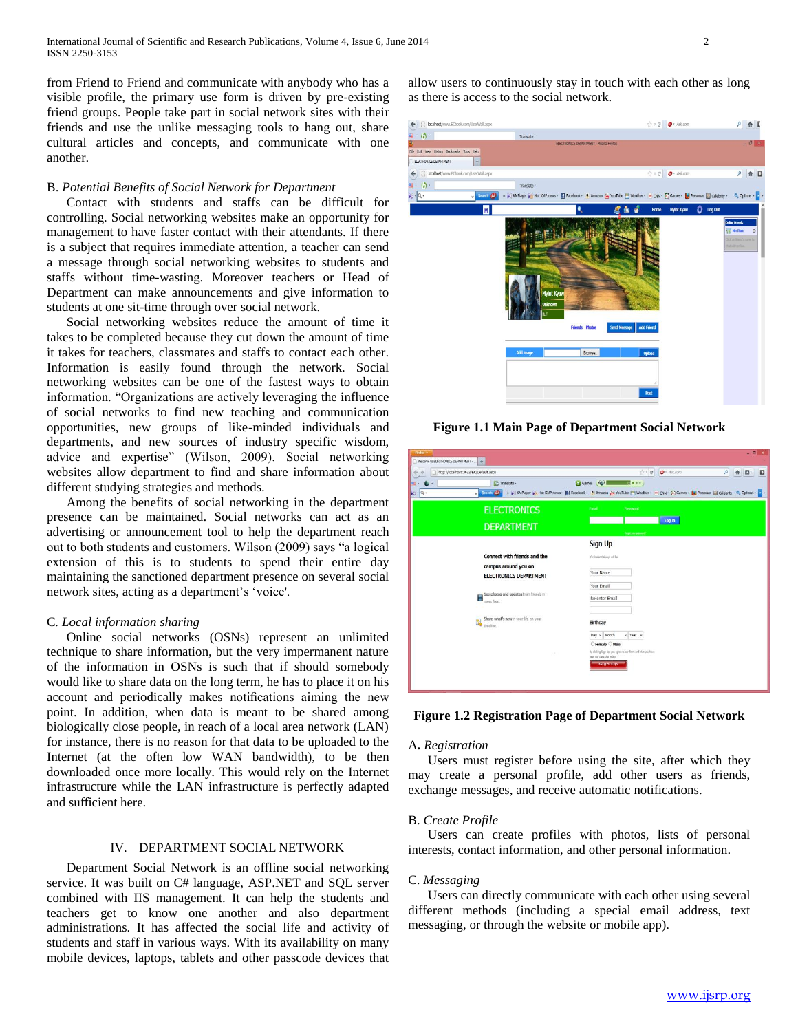from Friend to Friend and communicate with anybody who has a visible profile, the primary use form is driven by pre-existing friend groups. People take part in social network sites with their friends and use the unlike messaging tools to hang out, share cultural articles and concepts, and communicate with one another.

### B. *Potential Benefits of Social Network for Department*

Contact with students and staffs can be difficult for controlling. Social networking websites make an opportunity for management to have faster contact with their attendants. If there is a subject that requires immediate attention, a teacher can send a message through social networking websites to students and staffs without time-wasting. Moreover teachers or Head of Department can make announcements and give information to students at one sit-time through over social network.

Social networking websites reduce the amount of time it takes to be completed because they cut down the amount of time it takes for teachers, classmates and staffs to contact each other. Information is easily found through the network. Social networking websites can be one of the fastest ways to obtain information. "Organizations are actively leveraging the influence of social networks to find new teaching and communication opportunities, new groups of like-minded individuals and departments, and new sources of industry specific wisdom, advice and expertise" (Wilson, 2009). Social networking websites allow department to find and share information about different studying strategies and methods.

Among the benefits of social networking in the department presence can be maintained. Social networks can act as an advertising or announcement tool to help the department reach out to both students and customers. Wilson (2009) says "a logical extension of this is to students to spend their entire day maintaining the sanctioned department presence on several social network sites, acting as a department's 'voice'.

### C. *Local information sharing*

Online social networks (OSNs) represent an unlimited technique to share information, but the very impermanent nature of the information in OSNs is such that if should somebody would like to share data on the long term, he has to place it on his account and periodically makes notifications aiming the new point. In addition, when data is meant to be shared among biologically close people, in reach of a local area network (LAN) for instance, there is no reason for that data to be uploaded to the Internet (at the often low WAN bandwidth), to be then downloaded once more locally. This would rely on the Internet infrastructure while the LAN infrastructure is perfectly adapted and sufficient here.

## IV. DEPARTMENT SOCIAL NETWORK

Department Social Network is an offline social networking service. It was built on C# language, ASP.NET and SQL server combined with IIS management. It can help the students and teachers get to know one another and also department administrations. It has affected the social life and activity of students and staff in various ways. With its availability on many mobile devices, laptops, tablets and other passcode devices that allow users to continuously stay in touch with each other as long as there is access to the social network.

**Figure 1.1 Main Page of Department Social Network**

**Figure 1.2 Registration Page of Department Social Network**

### A. *Registration*

Users must register before using the site, after which they may create a personal profile, add other users as friends, exchange messages, and receive automatic notifications.

### B. *Create Profile*

Users can create profiles with photos, lists of personal interests, contact information, and other personal information.

### C. *Messaging*

Users can directly communicate with each other using several different methods (including a special email address, text messaging, or through the website or mobile app).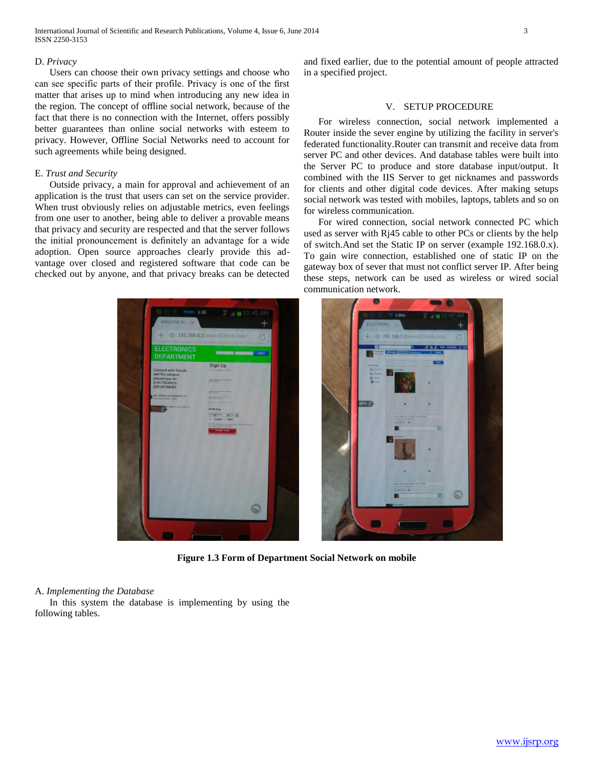### D. *Privacy*

Users can choose their own privacy settings and choose who can see specific parts of their profile. Privacy is one of the first matter that arises up to mind when introducing any new idea in the region. The concept of offline social network, because of the fact that there is no connection with the Internet, offers possibly better guarantees than online social networks with esteem to privacy. However, Offline Social Networks need to account for such agreements while being designed.

### E. *Trust and Security*

Outside privacy, a main for approval and achievement of an application is the trust that users can set on the service provider. When trust obviously relies on adjustable metrics, even feelings from one user to another, being able to deliver a provable means that privacy and security are respected and that the server follows the initial pronouncement is definitely an advantage for a wide adoption. Open source approaches clearly provide this advantage over closed and registered software that code can be checked out by anyone, and that privacy breaks can be detected and fixed earlier, due to the potential amount of people attracted in a specified project.

## V. SETUP PROCEDURE

For wireless connection, social network implemented a Router inside the sever engine by utilizing the facility in server's federated functionality.Router can transmit and receive data from server PC and other devices. And database tables were built into the Server PC to produce and store database input/output. It combined with the IIS Server to get nicknames and passwords for clients and other digital code devices. After making setups social network was tested with mobiles, laptops, tablets and so on for wireless communication.

For wired connection, social network connected PC which used as server with Rj45 cable to other PCs or clients by the help of switch.And set the Static IP on server (example 192.168.0.x). To gain wire connection, established one of static IP on the gateway box of sever that must not conflict server IP. After being these steps, network can be used as wireless or wired social communication network.

**Figure 1.3 Form of Department Social Network on mobile**

### A. *Implementing the Database*

In this system the database is implementing by using the following tables.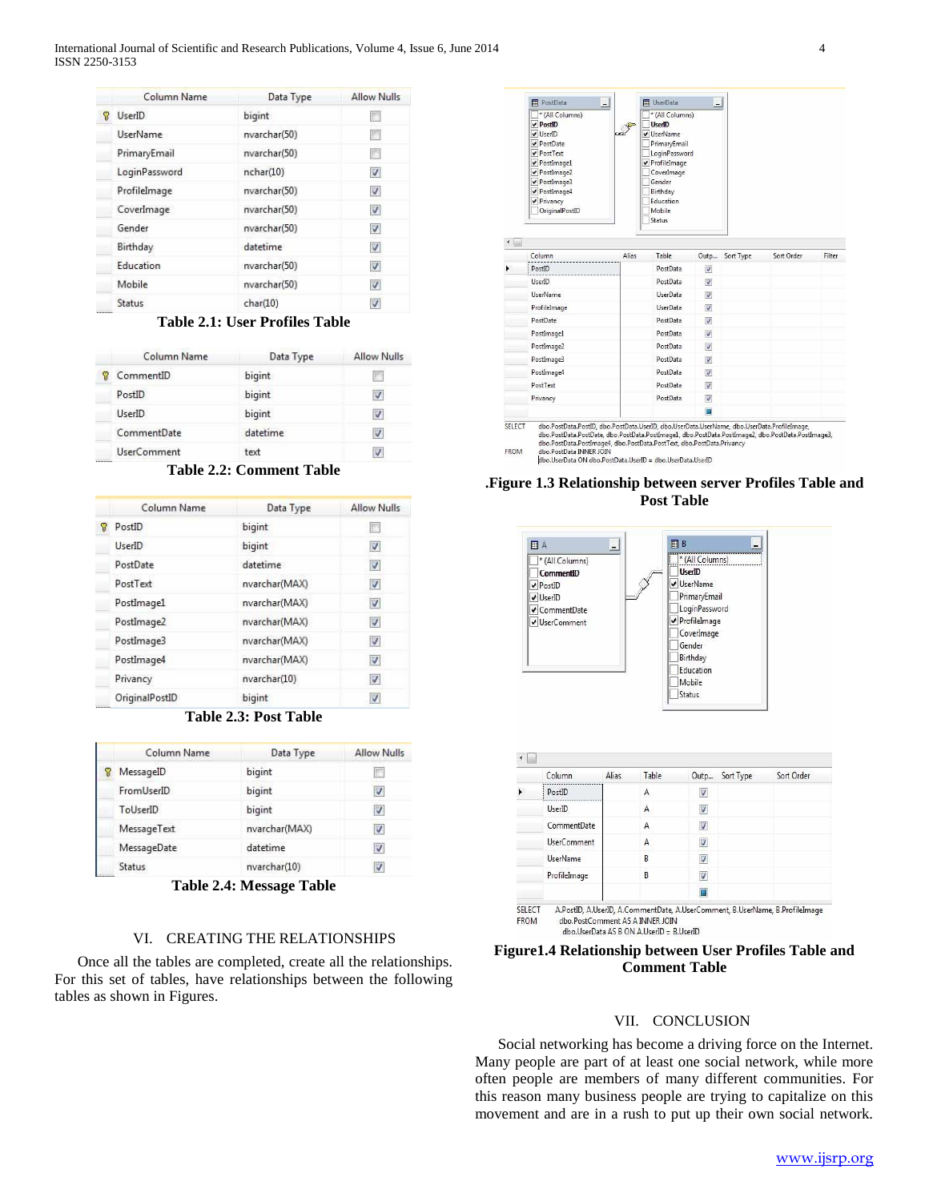| Column Name | Data Type | Allow Nulls |
|---|---|---|
| UserID | bigint | ☐ |
| UserName | nvarchar(50) | ☐ |
| PrimaryEmail | nvarchar(50) | ☐ |
| LoginPassword | nchar(10) | ☑ |
| ProfileImage | nvarchar(50) | ☑ |
| CoverImage | nvarchar(50) | ☑ |
| Gender | nvarchar(50) | ☑ |
| Birthday | datetime | ☑ |
| Education | nvarchar(50) | ☑ |
| Mobile | nvarchar(50) | ☑ |
| Status | char(10) | ☑ |

**Table 2.1: User Profiles Table**

| Column Name | Data Type | Allow Nulls |
|---|---|---|
| CommentID | bigint | ☐ |
| PostID | bigint | ☑ |
| UserID | bigint | ☑ |
| CommentDate | datetime | ☑ |
| UserComment | text | ☑ |

**Table 2.2: Comment Table**

| Column Name | Data Type | Allow Nulls |
|---|---|---|
| PostID | bigint | ☐ |
| UserID | bigint | ☑ |
| PostDate | datetime | ☑ |
| PostText | nvarchar(MAX) | ☑ |
| PostImage1 | nvarchar(MAX) | ☑ |
| PostImage2 | nvarchar(MAX) | ☑ |
| PostImage3 | nvarchar(MAX) | ☑ |
| PostImage4 | nvarchar(MAX) | ☑ |
| Privancy | nvarchar(10) | ☑ |
| OriginalPostID | bigint | ☑ |

**Table 2.3: Post Table**

| Column Name | Data Type | Allow Nulls |
|---|---|---|
| MessageID | bigint | ☐ |
| FromUserID | bigint | ☑ |
| ToUserID | bigint | ☑ |
| MessageText | nvarchar(MAX) | ☑ |
| MessageDate | datetime | ☑ |
| Status | nvarchar(10) | ☑ |

**Table 2.4: Message Table**

## VI. CREATING THE RELATIONSHIPS

Once all the tables are completed, create all the relationships. For this set of tables, have relationships between the following tables as shown in Figures.

```
SELECT dbo.PostData.PostID, dbo.PostData.UserID, dbo.UserData.UserName, dbo.UserData.ProfileImage,
       dbo.PostData.PostDate, dbo.PostData.PostImage1, dbo.PostData.PostImage2, dbo.PostData.PostImage3,
       dbo.PostData.PostImage4, dbo.PostData.PostText, dbo.PostData.Privancy
FROM   dbo.PostData INNER JOIN
       dbo.UserData ON dbo.PostData.UserID = dbo.UserData.UserID
```

**.Figure 1.3 Relationship between server Profiles Table and Post Table**

```
SELECT A.PostID, A.UserID, A.CommentDate, A.UserComment, B.UserName, B.ProfileImage
FROM   dbo.PostComment AS A INNER JOIN
       dbo.UserData AS B ON A.UserID = B.UserID
```

**Figure1.4 Relationship between User Profiles Table and Comment Table**

## VII. CONCLUSION

Social networking has become a driving force on the Internet. Many people are part of at least one social network, while more often people are members of many different communities. For this reason many business people are trying to capitalize on this movement and are in a rush to put up their own social network.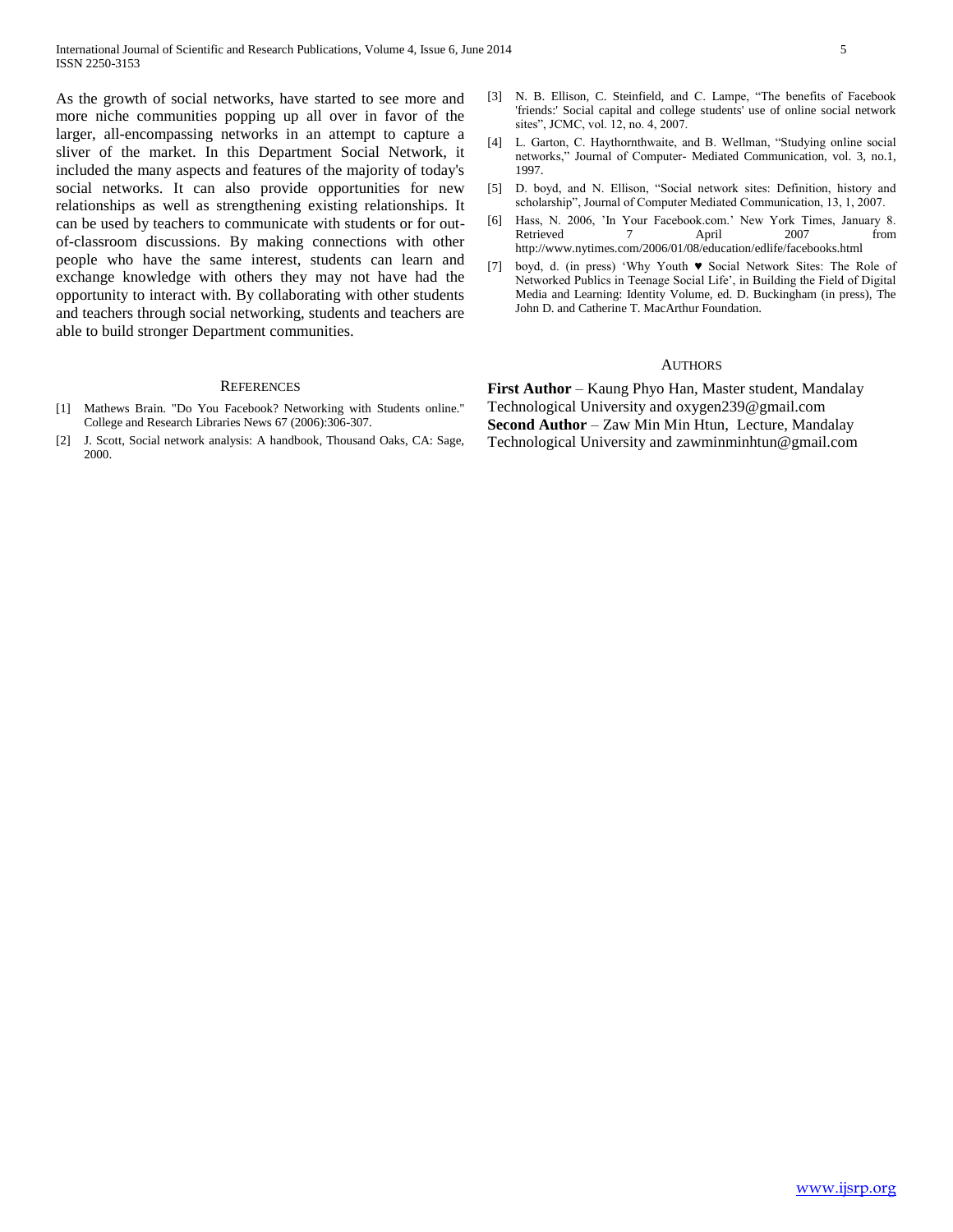As the growth of social networks, have started to see more and more niche communities popping up all over in favor of the larger, all-encompassing networks in an attempt to capture a sliver of the market. In this Department Social Network, it included the many aspects and features of the majority of today's social networks. It can also provide opportunities for new relationships as well as strengthening existing relationships. It can be used by teachers to communicate with students or for out-of-classroom discussions. By making connections with other people who have the same interest, students can learn and exchange knowledge with others they may not have had the opportunity to interact with. By collaborating with other students and teachers through social networking, students and teachers are able to build stronger Department communities.

## REFERENCES

[1] Mathews Brain. "Do You Facebook? Networking with Students online." College and Research Libraries News 67 (2006):306-307.

[2] J. Scott, Social network analysis: A handbook, Thousand Oaks, CA: Sage, 2000.

[3] N. B. Ellison, C. Steinfield, and C. Lampe, "The benefits of Facebook 'friends:' Social capital and college students' use of online social network sites", JCMC, vol. 12, no. 4, 2007.

[4] L. Garton, C. Haythornthwaite, and B. Wellman, "Studying online social networks," Journal of Computer- Mediated Communication, vol. 3, no.1, 1997.

[5] D. boyd, and N. Ellison, "Social network sites: Definition, history and scholarship", Journal of Computer Mediated Communication, 13, 1, 2007.

[6] Hass, N. 2006, 'In Your Facebook.com.' New York Times, January 8. Retrieved 7 April 2007 from http://www.nytimes.com/2006/01/08/education/edlife/facebooks.html

[7] boyd, d. (in press) 'Why Youth ♥ Social Network Sites: The Role of Networked Publics in Teenage Social Life', in Building the Field of Digital Media and Learning: Identity Volume, ed. D. Buckingham (in press), The John D. and Catherine T. MacArthur Foundation.

## AUTHORS

**First Author** – Kaung Phyo Han, Master student, Mandalay Technological University and oxygen239@gmail.com

**Second Author** – Zaw Min Min Htun, Lecture, Mandalay Technological University and zawminminhtun@gmail.com